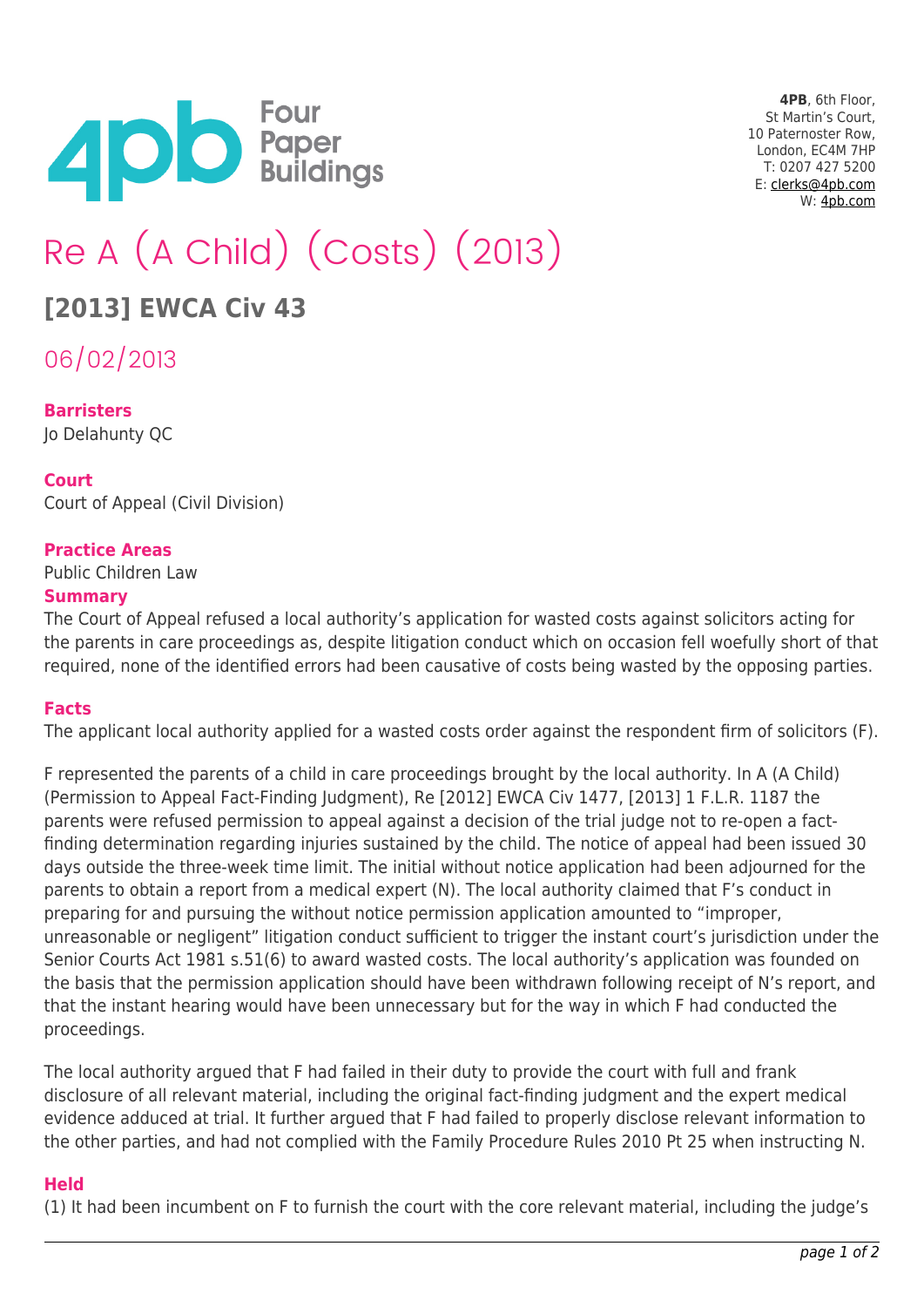**4PB**, 6th Floor,
St Martin's Court,
10 Paternoster Row,
London, EC4M 7HP
T: 0207 427 5200
E: clerks@4pb.com
W: 4pb.com

# Re A (A Child) (Costs) (2013)

## [2013] EWCA Civ 43

06/02/2013

**Barristers**
Jo Delahunty QC

**Court**
Court of Appeal (Civil Division)

**Practice Areas**
Public Children Law

**Summary**
The Court of Appeal refused a local authority's application for wasted costs against solicitors acting for the parents in care proceedings as, despite litigation conduct which on occasion fell woefully short of that required, none of the identified errors had been causative of costs being wasted by the opposing parties.

**Facts**
The applicant local authority applied for a wasted costs order against the respondent firm of solicitors (F).

F represented the parents of a child in care proceedings brought by the local authority. In A (A Child) (Permission to Appeal Fact-Finding Judgment), Re [2012] EWCA Civ 1477, [2013] 1 F.L.R. 1187 the parents were refused permission to appeal against a decision of the trial judge not to re-open a fact-finding determination regarding injuries sustained by the child. The notice of appeal had been issued 30 days outside the three-week time limit. The initial without notice application had been adjourned for the parents to obtain a report from a medical expert (N). The local authority claimed that F's conduct in preparing for and pursuing the without notice permission application amounted to "improper, unreasonable or negligent" litigation conduct sufficient to trigger the instant court's jurisdiction under the Senior Courts Act 1981 s.51(6) to award wasted costs. The local authority's application was founded on the basis that the permission application should have been withdrawn following receipt of N's report, and that the instant hearing would have been unnecessary but for the way in which F had conducted the proceedings.

The local authority argued that F had failed in their duty to provide the court with full and frank disclosure of all relevant material, including the original fact-finding judgment and the expert medical evidence adduced at trial. It further argued that F had failed to properly disclose relevant information to the other parties, and had not complied with the Family Procedure Rules 2010 Pt 25 when instructing N.

**Held**
(1) It had been incumbent on F to furnish the court with the core relevant material, including the judge's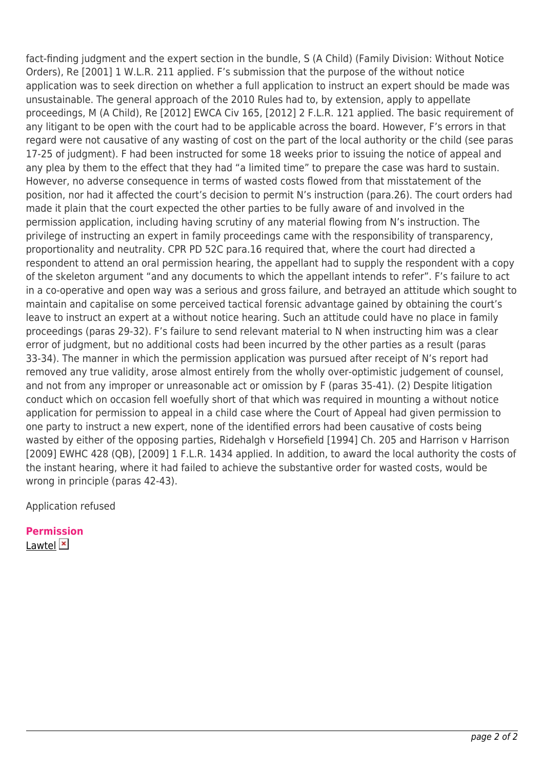fact-finding judgment and the expert section in the bundle, S (A Child) (Family Division: Without Notice Orders), Re [2001] 1 W.L.R. 211 applied. F's submission that the purpose of the without notice application was to seek direction on whether a full application to instruct an expert should be made was unsustainable. The general approach of the 2010 Rules had to, by extension, apply to appellate proceedings, M (A Child), Re [2012] EWCA Civ 165, [2012] 2 F.L.R. 121 applied. The basic requirement of any litigant to be open with the court had to be applicable across the board. However, F's errors in that regard were not causative of any wasting of cost on the part of the local authority or the child (see paras 17-25 of judgment). F had been instructed for some 18 weeks prior to issuing the notice of appeal and any plea by them to the effect that they had "a limited time" to prepare the case was hard to sustain. However, no adverse consequence in terms of wasted costs flowed from that misstatement of the position, nor had it affected the court's decision to permit N's instruction (para.26). The court orders had made it plain that the court expected the other parties to be fully aware of and involved in the permission application, including having scrutiny of any material flowing from N's instruction. The privilege of instructing an expert in family proceedings came with the responsibility of transparency, proportionality and neutrality. CPR PD 52C para.16 required that, where the court had directed a respondent to attend an oral permission hearing, the appellant had to supply the respondent with a copy of the skeleton argument "and any documents to which the appellant intends to refer". F's failure to act in a co-operative and open way was a serious and gross failure, and betrayed an attitude which sought to maintain and capitalise on some perceived tactical forensic advantage gained by obtaining the court's leave to instruct an expert at a without notice hearing. Such an attitude could have no place in family proceedings (paras 29-32). F's failure to send relevant material to N when instructing him was a clear error of judgment, but no additional costs had been incurred by the other parties as a result (paras 33-34). The manner in which the permission application was pursued after receipt of N's report had removed any true validity, arose almost entirely from the wholly over-optimistic judgement of counsel, and not from any improper or unreasonable act or omission by F (paras 35-41). (2) Despite litigation conduct which on occasion fell woefully short of that which was required in mounting a without notice application for permission to appeal in a child case where the Court of Appeal had given permission to one party to instruct a new expert, none of the identified errors had been causative of costs being wasted by either of the opposing parties, Ridehalgh v Horsefield [1994] Ch. 205 and Harrison v Harrison [2009] EWHC 428 (QB), [2009] 1 F.L.R. 1434 applied. In addition, to award the local authority the costs of the instant hearing, where it had failed to achieve the substantive order for wasted costs, would be wrong in principle (paras 42-43).

Application refused

**Permission**

Lawtel